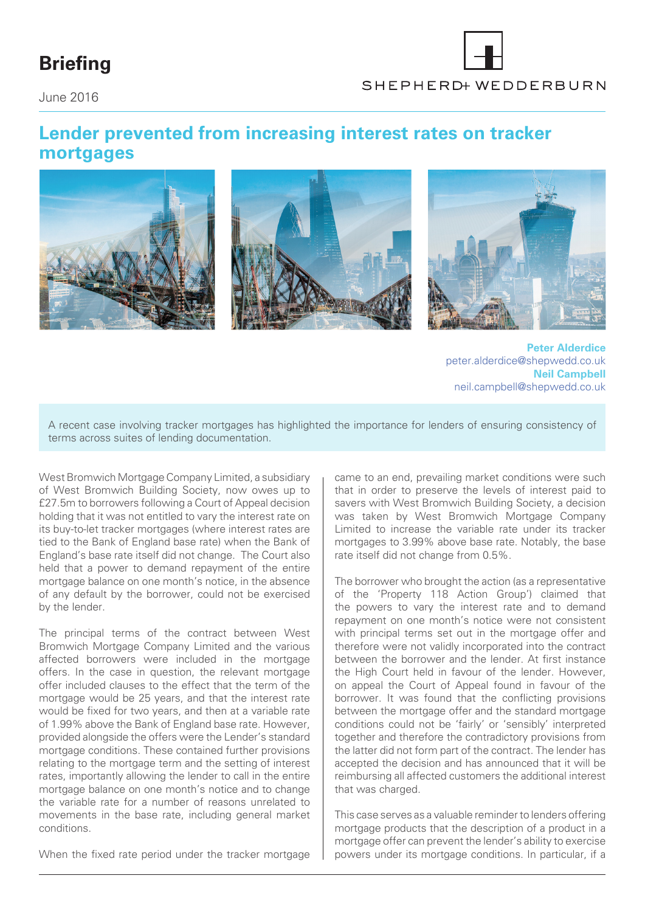# Briefing

June 2016

SHEPHERD+ WEDDERBURN

## Lender prevented from increasing interest rates on tracker mortgages

**Peter Alderdice**
peter.alderdice@shepwedd.co.uk
**Neil Campbell**
neil.campbell@shepwedd.co.uk

A recent case involving tracker mortgages has highlighted the importance for lenders of ensuring consistency of terms across suites of lending documentation.

West Bromwich Mortgage Company Limited, a subsidiary of West Bromwich Building Society, now owes up to £27.5m to borrowers following a Court of Appeal decision holding that it was not entitled to vary the interest rate on its buy-to-let tracker mortgages (where interest rates are tied to the Bank of England base rate) when the Bank of England's base rate itself did not change. The Court also held that a power to demand repayment of the entire mortgage balance on one month's notice, in the absence of any default by the borrower, could not be exercised by the lender.

The principal terms of the contract between West Bromwich Mortgage Company Limited and the various affected borrowers were included in the mortgage offers. In the case in question, the relevant mortgage offer included clauses to the effect that the term of the mortgage would be 25 years, and that the interest rate would be fixed for two years, and then at a variable rate of 1.99% above the Bank of England base rate. However, provided alongside the offers were the Lender's standard mortgage conditions. These contained further provisions relating to the mortgage term and the setting of interest rates, importantly allowing the lender to call in the entire mortgage balance on one month's notice and to change the variable rate for a number of reasons unrelated to movements in the base rate, including general market conditions.

When the fixed rate period under the tracker mortgage came to an end, prevailing market conditions were such that in order to preserve the levels of interest paid to savers with West Bromwich Building Society, a decision was taken by West Bromwich Mortgage Company Limited to increase the variable rate under its tracker mortgages to 3.99% above base rate. Notably, the base rate itself did not change from 0.5%.

The borrower who brought the action (as a representative of the 'Property 118 Action Group') claimed that the powers to vary the interest rate and to demand repayment on one month's notice were not consistent with principal terms set out in the mortgage offer and therefore were not validly incorporated into the contract between the borrower and the lender. At first instance the High Court held in favour of the lender. However, on appeal the Court of Appeal found in favour of the borrower. It was found that the conflicting provisions between the mortgage offer and the standard mortgage conditions could not be 'fairly' or 'sensibly' interpreted together and therefore the contradictory provisions from the latter did not form part of the contract. The lender has accepted the decision and has announced that it will be reimbursing all affected customers the additional interest that was charged.

This case serves as a valuable reminder to lenders offering mortgage products that the description of a product in a mortgage offer can prevent the lender's ability to exercise powers under its mortgage conditions. In particular, if a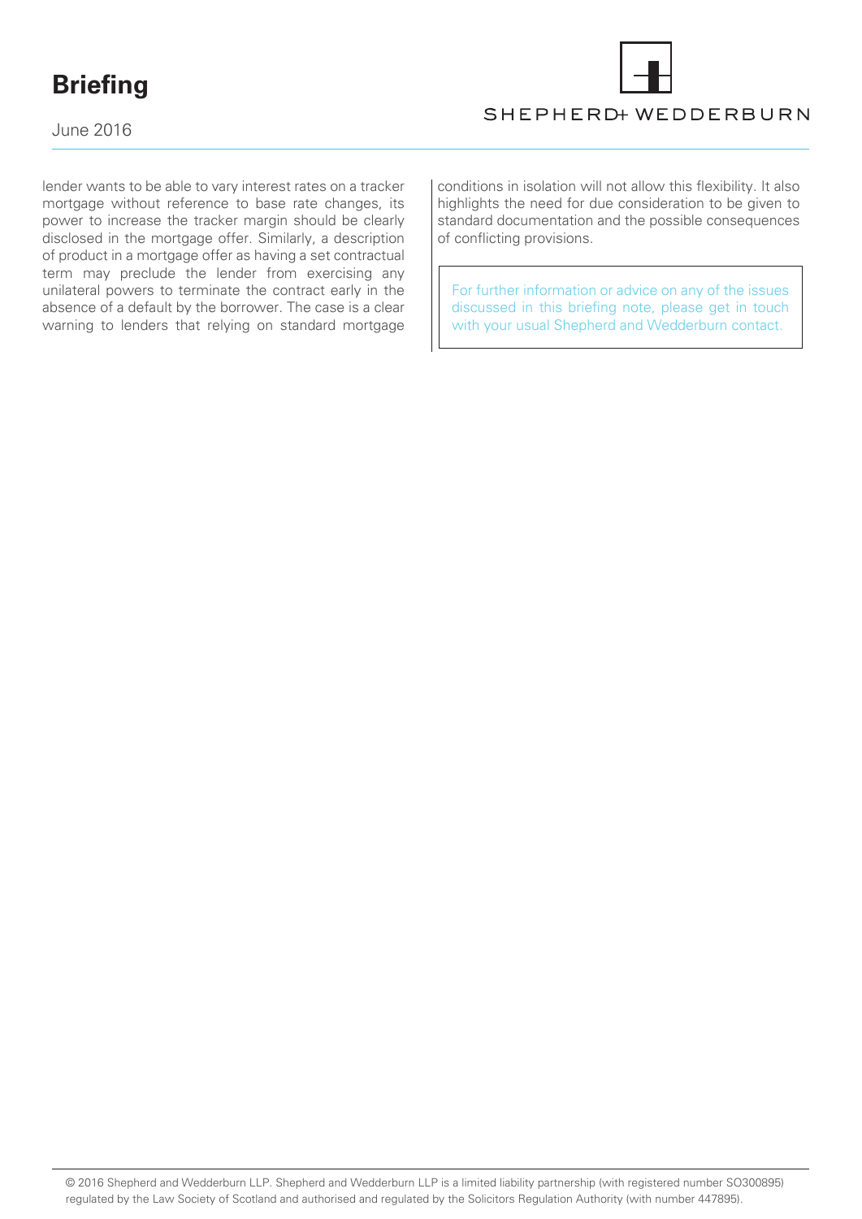lender wants to be able to vary interest rates on a tracker mortgage without reference to base rate changes, its power to increase the tracker margin should be clearly disclosed in the mortgage offer. Similarly, a description of product in a mortgage offer as having a set contractual term may preclude the lender from exercising any unilateral powers to terminate the contract early in the absence of a default by the borrower. The case is a clear warning to lenders that relying on standard mortgage conditions in isolation will not allow this flexibility. It also highlights the need for due consideration to be given to standard documentation and the possible consequences of conflicting provisions.

For further information or advice on any of the issues discussed in this briefing note, please get in touch with your usual Shepherd and Wedderburn contact.

© 2016 Shepherd and Wedderburn LLP. Shepherd and Wedderburn LLP is a limited liability partnership (with registered number SO300895) regulated by the Law Society of Scotland and authorised and regulated by the Solicitors Regulation Authority (with number 447895).